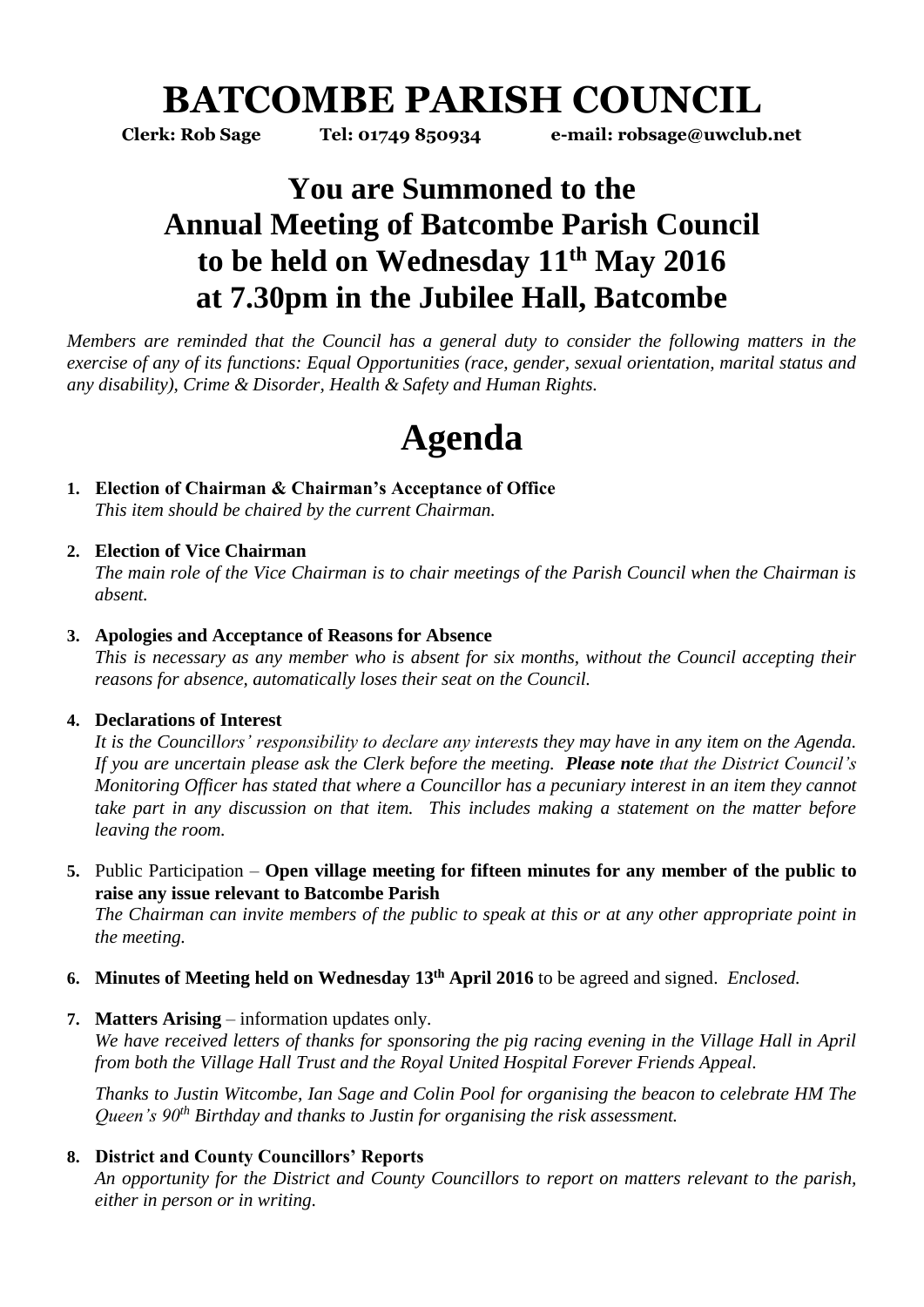# BATCOMBE PARISH COUNCIL

**Clerk: Rob Sage Tel: 01749 850934 e-mail: robsage@uwclub.net**

## You are Summoned to the Annual Meeting of Batcombe Parish Council to be held on Wednesday 11th May 2016 at 7.30pm in the Jubilee Hall, Batcombe

*Members are reminded that the Council has a general duty to consider the following matters in the exercise of any of its functions: Equal Opportunities (race, gender, sexual orientation, marital status and any disability), Crime & Disorder, Health & Safety and Human Rights.*

# Agenda

1. **Election of Chairman & Chairman's Acceptance of Office**
   *This item should be chaired by the current Chairman.*

2. **Election of Vice Chairman**
   *The main role of the Vice Chairman is to chair meetings of the Parish Council when the Chairman is absent.*

3. **Apologies and Acceptance of Reasons for Absence**
   *This is necessary as any member who is absent for six months, without the Council accepting their reasons for absence, automatically loses their seat on the Council.*

4. **Declarations of Interest**
   *It is the Councillors' responsibility to declare any interests they may have in any item on the Agenda. If you are uncertain please ask the Clerk before the meeting.* ***Please note*** *that the District Council's Monitoring Officer has stated that where a Councillor has a pecuniary interest in an item they cannot take part in any discussion on that item. This includes making a statement on the matter before leaving the room.*

5. Public Participation – **Open village meeting for fifteen minutes for any member of the public to raise any issue relevant to Batcombe Parish**
   *The Chairman can invite members of the public to speak at this or at any other appropriate point in the meeting.*

6. **Minutes of Meeting held on Wednesday 13th April 2016** to be agreed and signed. *Enclosed.*

7. **Matters Arising** – information updates only.
   *We have received letters of thanks for sponsoring the pig racing evening in the Village Hall in April from both the Village Hall Trust and the Royal United Hospital Forever Friends Appeal.*

   *Thanks to Justin Witcombe, Ian Sage and Colin Pool for organising the beacon to celebrate HM The Queen's 90th Birthday and thanks to Justin for organising the risk assessment.*

8. **District and County Councillors' Reports**
   *An opportunity for the District and County Councillors to report on matters relevant to the parish, either in person or in writing.*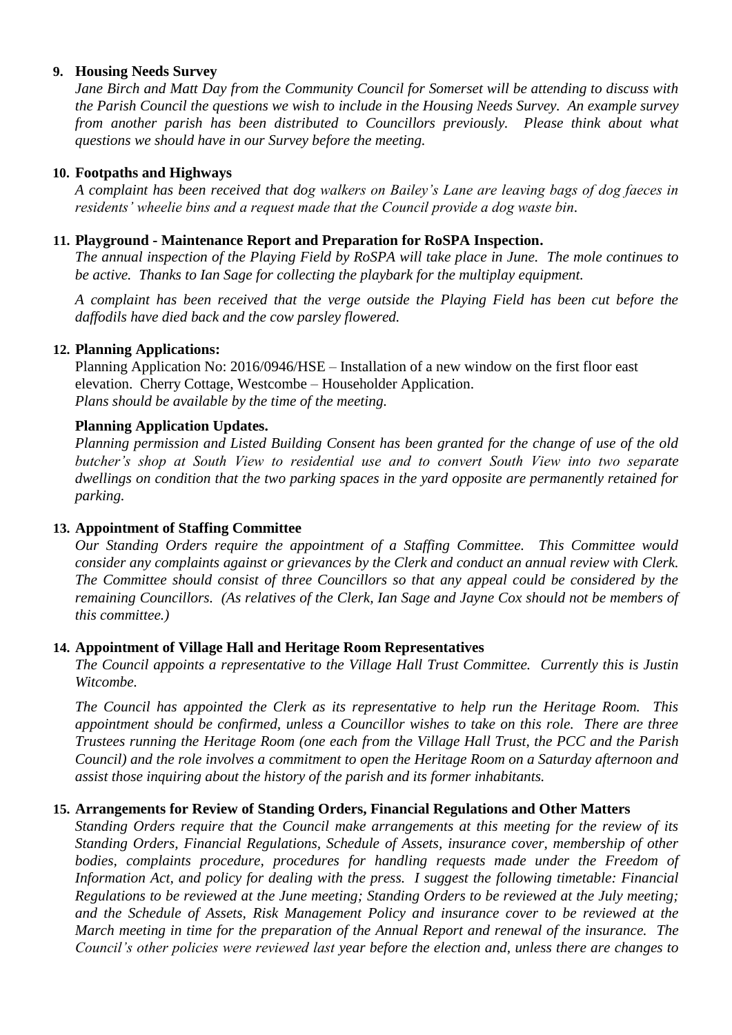9. **Housing Needs Survey**

*Jane Birch and Matt Day from the Community Council for Somerset will be attending to discuss with the Parish Council the questions we wish to include in the Housing Needs Survey. An example survey from another parish has been distributed to Councillors previously. Please think about what questions we should have in our Survey before the meeting.*

10. **Footpaths and Highways**

*A complaint has been received that dog walkers on Bailey's Lane are leaving bags of dog faeces in residents' wheelie bins and a request made that the Council provide a dog waste bin.*

11. **Playground - Maintenance Report and Preparation for RoSPA Inspection.**

*The annual inspection of the Playing Field by RoSPA will take place in June. The mole continues to be active. Thanks to Ian Sage for collecting the playbark for the multiplay equipment.*

*A complaint has been received that the verge outside the Playing Field has been cut before the daffodils have died back and the cow parsley flowered.*

12. **Planning Applications:**

Planning Application No: 2016/0946/HSE – Installation of a new window on the first floor east elevation. Cherry Cottage, Westcombe – Householder Application.
*Plans should be available by the time of the meeting.*

**Planning Application Updates.**

*Planning permission and Listed Building Consent has been granted for the change of use of the old butcher's shop at South View to residential use and to convert South View into two separate dwellings on condition that the two parking spaces in the yard opposite are permanently retained for parking.*

13. **Appointment of Staffing Committee**

*Our Standing Orders require the appointment of a Staffing Committee. This Committee would consider any complaints against or grievances by the Clerk and conduct an annual review with Clerk. The Committee should consist of three Councillors so that any appeal could be considered by the remaining Councillors. (As relatives of the Clerk, Ian Sage and Jayne Cox should not be members of this committee.)*

14. **Appointment of Village Hall and Heritage Room Representatives**

*The Council appoints a representative to the Village Hall Trust Committee. Currently this is Justin Witcombe.*

*The Council has appointed the Clerk as its representative to help run the Heritage Room. This appointment should be confirmed, unless a Councillor wishes to take on this role. There are three Trustees running the Heritage Room (one each from the Village Hall Trust, the PCC and the Parish Council) and the role involves a commitment to open the Heritage Room on a Saturday afternoon and assist those inquiring about the history of the parish and its former inhabitants.*

15. **Arrangements for Review of Standing Orders, Financial Regulations and Other Matters**

*Standing Orders require that the Council make arrangements at this meeting for the review of its Standing Orders, Financial Regulations, Schedule of Assets, insurance cover, membership of other bodies, complaints procedure, procedures for handling requests made under the Freedom of Information Act, and policy for dealing with the press. I suggest the following timetable: Financial Regulations to be reviewed at the June meeting; Standing Orders to be reviewed at the July meeting; and the Schedule of Assets, Risk Management Policy and insurance cover to be reviewed at the March meeting in time for the preparation of the Annual Report and renewal of the insurance. The Council's other policies were reviewed last year before the election and, unless there are changes to*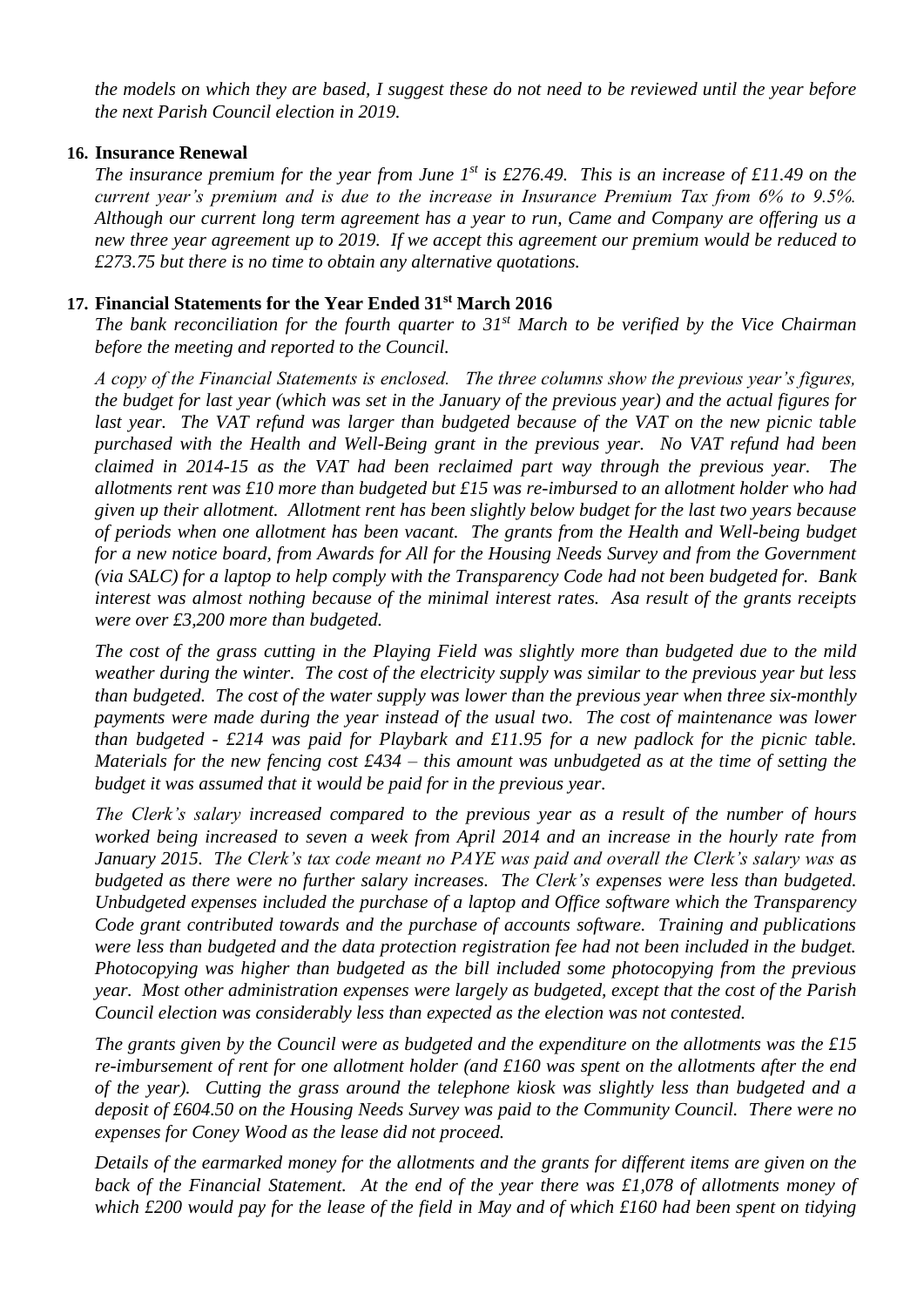*the models on which they are based, I suggest these do not need to be reviewed until the year before the next Parish Council election in 2019.*

**16. Insurance Renewal**

*The insurance premium for the year from June 1st is £276.49. This is an increase of £11.49 on the current year's premium and is due to the increase in Insurance Premium Tax from 6% to 9.5%. Although our current long term agreement has a year to run, Came and Company are offering us a new three year agreement up to 2019. If we accept this agreement our premium would be reduced to £273.75 but there is no time to obtain any alternative quotations.*

**17. Financial Statements for the Year Ended 31st March 2016**

*The bank reconciliation for the fourth quarter to 31st March to be verified by the Vice Chairman before the meeting and reported to the Council.*

*A copy of the Financial Statements is enclosed. The three columns show the previous year's figures, the budget for last year (which was set in the January of the previous year) and the actual figures for last year. The VAT refund was larger than budgeted because of the VAT on the new picnic table purchased with the Health and Well-Being grant in the previous year. No VAT refund had been claimed in 2014-15 as the VAT had been reclaimed part way through the previous year. The allotments rent was £10 more than budgeted but £15 was re-imbursed to an allotment holder who had given up their allotment. Allotment rent has been slightly below budget for the last two years because of periods when one allotment has been vacant. The grants from the Health and Well-being budget for a new notice board, from Awards for All for the Housing Needs Survey and from the Government (via SALC) for a laptop to help comply with the Transparency Code had not been budgeted for. Bank interest was almost nothing because of the minimal interest rates. Asa result of the grants receipts were over £3,200 more than budgeted.*

*The cost of the grass cutting in the Playing Field was slightly more than budgeted due to the mild weather during the winter. The cost of the electricity supply was similar to the previous year but less than budgeted. The cost of the water supply was lower than the previous year when three six-monthly payments were made during the year instead of the usual two. The cost of maintenance was lower than budgeted - £214 was paid for Playbark and £11.95 for a new padlock for the picnic table. Materials for the new fencing cost £434 – this amount was unbudgeted as at the time of setting the budget it was assumed that it would be paid for in the previous year.*

*The Clerk's salary increased compared to the previous year as a result of the number of hours worked being increased to seven a week from April 2014 and an increase in the hourly rate from January 2015. The Clerk's tax code meant no PAYE was paid and overall the Clerk's salary was as budgeted as there were no further salary increases. The Clerk's expenses were less than budgeted. Unbudgeted expenses included the purchase of a laptop and Office software which the Transparency Code grant contributed towards and the purchase of accounts software. Training and publications were less than budgeted and the data protection registration fee had not been included in the budget. Photocopying was higher than budgeted as the bill included some photocopying from the previous year. Most other administration expenses were largely as budgeted, except that the cost of the Parish Council election was considerably less than expected as the election was not contested.*

*The grants given by the Council were as budgeted and the expenditure on the allotments was the £15 re-imbursement of rent for one allotment holder (and £160 was spent on the allotments after the end of the year). Cutting the grass around the telephone kiosk was slightly less than budgeted and a deposit of £604.50 on the Housing Needs Survey was paid to the Community Council. There were no expenses for Coney Wood as the lease did not proceed.*

*Details of the earmarked money for the allotments and the grants for different items are given on the back of the Financial Statement. At the end of the year there was £1,078 of allotments money of which £200 would pay for the lease of the field in May and of which £160 had been spent on tidying*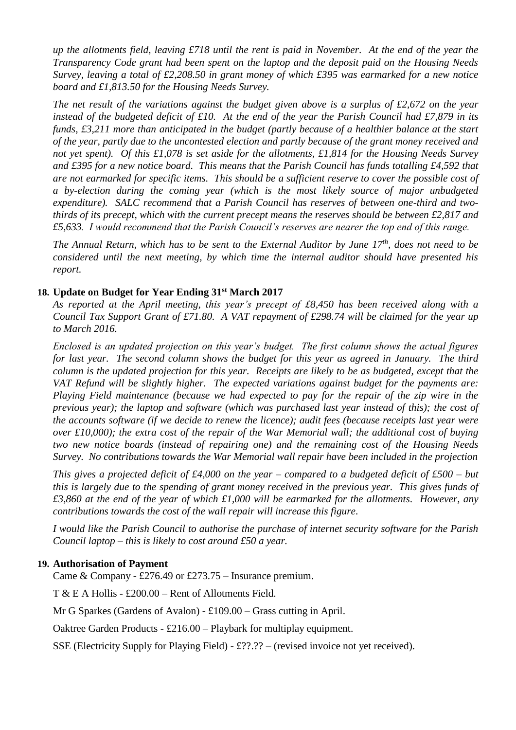*up the allotments field, leaving £718 until the rent is paid in November. At the end of the year the Transparency Code grant had been spent on the laptop and the deposit paid on the Housing Needs Survey, leaving a total of £2,208.50 in grant money of which £395 was earmarked for a new notice board and £1,813.50 for the Housing Needs Survey.*

*The net result of the variations against the budget given above is a surplus of £2,672 on the year instead of the budgeted deficit of £10. At the end of the year the Parish Council had £7,879 in its funds, £3,211 more than anticipated in the budget (partly because of a healthier balance at the start of the year, partly due to the uncontested election and partly because of the grant money received and not yet spent). Of this £1,078 is set aside for the allotments, £1,814 for the Housing Needs Survey and £395 for a new notice board. This means that the Parish Council has funds totalling £4,592 that are not earmarked for specific items. This should be a sufficient reserve to cover the possible cost of a by-election during the coming year (which is the most likely source of major unbudgeted expenditure). SALC recommend that a Parish Council has reserves of between one-third and two-thirds of its precept, which with the current precept means the reserves should be between £2,817 and £5,633. I would recommend that the Parish Council's reserves are nearer the top end of this range.*

*The Annual Return, which has to be sent to the External Auditor by June 17th, does not need to be considered until the next meeting, by which time the internal auditor should have presented his report.*

**18. Update on Budget for Year Ending 31st March 2017**

*As reported at the April meeting, this year's precept of £8,450 has been received along with a Council Tax Support Grant of £71.80. A VAT repayment of £298.74 will be claimed for the year up to March 2016.*

*Enclosed is an updated projection on this year's budget. The first column shows the actual figures for last year. The second column shows the budget for this year as agreed in January. The third column is the updated projection for this year. Receipts are likely to be as budgeted, except that the VAT Refund will be slightly higher. The expected variations against budget for the payments are: Playing Field maintenance (because we had expected to pay for the repair of the zip wire in the previous year); the laptop and software (which was purchased last year instead of this); the cost of the accounts software (if we decide to renew the licence); audit fees (because receipts last year were over £10,000); the extra cost of the repair of the War Memorial wall; the additional cost of buying two new notice boards (instead of repairing one) and the remaining cost of the Housing Needs Survey. No contributions towards the War Memorial wall repair have been included in the projection*

*This gives a projected deficit of £4,000 on the year – compared to a budgeted deficit of £500 – but this is largely due to the spending of grant money received in the previous year. This gives funds of £3,860 at the end of the year of which £1,000 will be earmarked for the allotments. However, any contributions towards the cost of the wall repair will increase this figure.*

*I would like the Parish Council to authorise the purchase of internet security software for the Parish Council laptop – this is likely to cost around £50 a year.*

**19. Authorisation of Payment**

Came & Company - £276.49 or £273.75 – Insurance premium.

T & E A Hollis - £200.00 – Rent of Allotments Field.

Mr G Sparkes (Gardens of Avalon) - £109.00 – Grass cutting in April.

Oaktree Garden Products - £216.00 – Playbark for multiplay equipment.

SSE (Electricity Supply for Playing Field) - £??.?? – (revised invoice not yet received).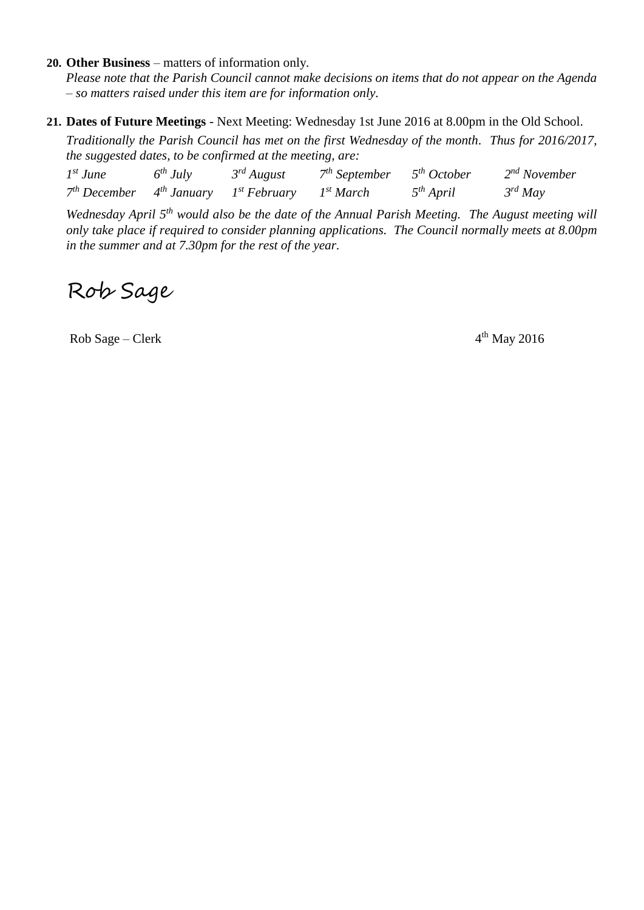**20. Other Business** – matters of information only.

*Please note that the Parish Council cannot make decisions on items that do not appear on the Agenda – so matters raised under this item are for information only.*

**21. Dates of Future Meetings** - Next Meeting: Wednesday 1st June 2016 at 8.00pm in the Old School.

*Traditionally the Parish Council has met on the first Wednesday of the month. Thus for 2016/2017, the suggested dates, to be confirmed at the meeting, are:*

| | | | | | |
|---|---|---|---|---|---|
| *1st June* | *6th July* | *3rd August* | *7th September* | *5th October* | *2nd November* |
| *7th December* | *4th January* | *1st February* | *1st March* | *5th April* | *3rd May* |

*Wednesday April 5th would also be the date of the Annual Parish Meeting. The August meeting will only take place if required to consider planning applications. The Council normally meets at 8.00pm in the summer and at 7.30pm for the rest of the year.*

Rob Sage

Rob Sage – Clerk

4th May 2016